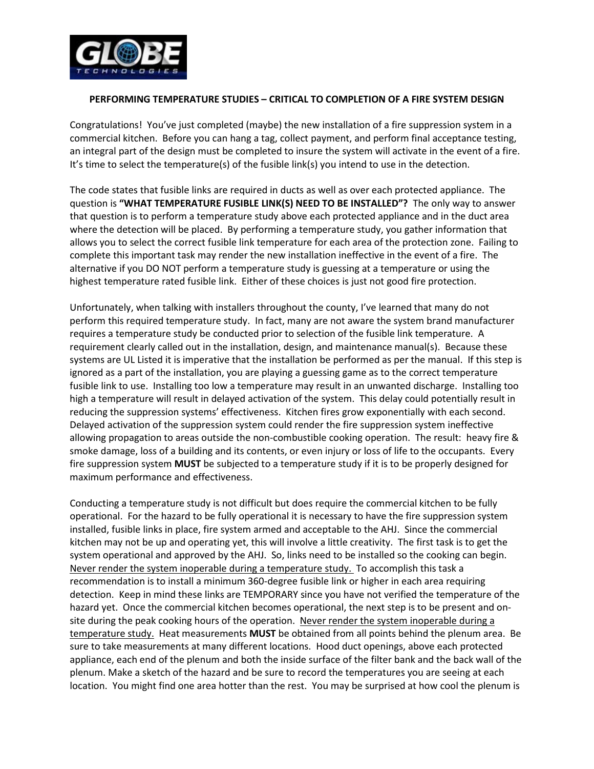**PERFORMING TEMPERATURE STUDIES – CRITICAL TO COMPLETION OF A FIRE SYSTEM DESIGN**

Congratulations! You've just completed (maybe) the new installation of a fire suppression system in a commercial kitchen. Before you can hang a tag, collect payment, and perform final acceptance testing, an integral part of the design must be completed to insure the system will activate in the event of a fire. It's time to select the temperature(s) of the fusible link(s) you intend to use in the detection.

The code states that fusible links are required in ducts as well as over each protected appliance. The question is **"WHAT TEMPERATURE FUSIBLE LINK(S) NEED TO BE INSTALLED"?** The only way to answer that question is to perform a temperature study above each protected appliance and in the duct area where the detection will be placed. By performing a temperature study, you gather information that allows you to select the correct fusible link temperature for each area of the protection zone. Failing to complete this important task may render the new installation ineffective in the event of a fire. The alternative if you DO NOT perform a temperature study is guessing at a temperature or using the highest temperature rated fusible link. Either of these choices is just not good fire protection.

Unfortunately, when talking with installers throughout the county, I've learned that many do not perform this required temperature study. In fact, many are not aware the system brand manufacturer requires a temperature study be conducted prior to selection of the fusible link temperature. A requirement clearly called out in the installation, design, and maintenance manual(s). Because these systems are UL Listed it is imperative that the installation be performed as per the manual. If this step is ignored as a part of the installation, you are playing a guessing game as to the correct temperature fusible link to use. Installing too low a temperature may result in an unwanted discharge. Installing too high a temperature will result in delayed activation of the system. This delay could potentially result in reducing the suppression systems' effectiveness. Kitchen fires grow exponentially with each second. Delayed activation of the suppression system could render the fire suppression system ineffective allowing propagation to areas outside the non-combustible cooking operation. The result: heavy fire & smoke damage, loss of a building and its contents, or even injury or loss of life to the occupants. Every fire suppression system **MUST** be subjected to a temperature study if it is to be properly designed for maximum performance and effectiveness.

Conducting a temperature study is not difficult but does require the commercial kitchen to be fully operational. For the hazard to be fully operational it is necessary to have the fire suppression system installed, fusible links in place, fire system armed and acceptable to the AHJ. Since the commercial kitchen may not be up and operating yet, this will involve a little creativity. The first task is to get the system operational and approved by the AHJ. So, links need to be installed so the cooking can begin. <u>Never render the system inoperable during a temperature study.</u> To accomplish this task a recommendation is to install a minimum 360-degree fusible link or higher in each area requiring detection. Keep in mind these links are TEMPORARY since you have not verified the temperature of the hazard yet. Once the commercial kitchen becomes operational, the next step is to be present and on-site during the peak cooking hours of the operation. <u>Never render the system inoperable during a temperature study.</u> Heat measurements **MUST** be obtained from all points behind the plenum area. Be sure to take measurements at many different locations. Hood duct openings, above each protected appliance, each end of the plenum and both the inside surface of the filter bank and the back wall of the plenum. Make a sketch of the hazard and be sure to record the temperatures you are seeing at each location. You might find one area hotter than the rest. You may be surprised at how cool the plenum is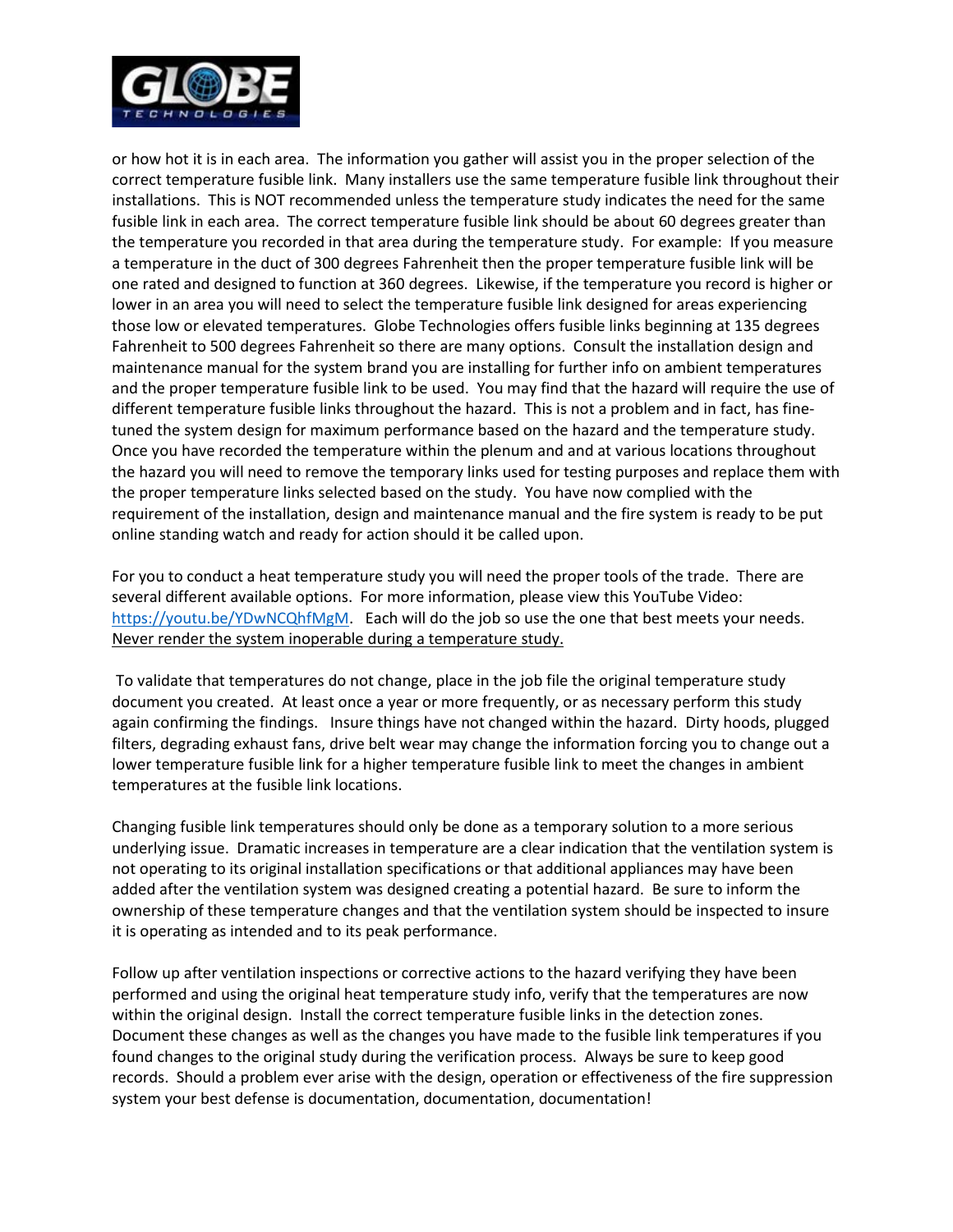or how hot it is in each area. The information you gather will assist you in the proper selection of the correct temperature fusible link. Many installers use the same temperature fusible link throughout their installations. This is NOT recommended unless the temperature study indicates the need for the same fusible link in each area. The correct temperature fusible link should be about 60 degrees greater than the temperature you recorded in that area during the temperature study. For example: If you measure a temperature in the duct of 300 degrees Fahrenheit then the proper temperature fusible link will be one rated and designed to function at 360 degrees. Likewise, if the temperature you record is higher or lower in an area you will need to select the temperature fusible link designed for areas experiencing those low or elevated temperatures. Globe Technologies offers fusible links beginning at 135 degrees Fahrenheit to 500 degrees Fahrenheit so there are many options. Consult the installation design and maintenance manual for the system brand you are installing for further info on ambient temperatures and the proper temperature fusible link to be used. You may find that the hazard will require the use of different temperature fusible links throughout the hazard. This is not a problem and in fact, has fine-tuned the system design for maximum performance based on the hazard and the temperature study. Once you have recorded the temperature within the plenum and and at various locations throughout the hazard you will need to remove the temporary links used for testing purposes and replace them with the proper temperature links selected based on the study. You have now complied with the requirement of the installation, design and maintenance manual and the fire system is ready to be put online standing watch and ready for action should it be called upon.

For you to conduct a heat temperature study you will need the proper tools of the trade. There are several different available options. For more information, please view this YouTube Video: [https://youtu.be/YDwNCQhfMgM](https://youtu.be/YDwNCQhfMgM). Each will do the job so use the one that best meets your needs. <u>Never render the system inoperable during a temperature study.</u>

To validate that temperatures do not change, place in the job file the original temperature study document you created. At least once a year or more frequently, or as necessary perform this study again confirming the findings. Insure things have not changed within the hazard. Dirty hoods, plugged filters, degrading exhaust fans, drive belt wear may change the information forcing you to change out a lower temperature fusible link for a higher temperature fusible link to meet the changes in ambient temperatures at the fusible link locations.

Changing fusible link temperatures should only be done as a temporary solution to a more serious underlying issue. Dramatic increases in temperature are a clear indication that the ventilation system is not operating to its original installation specifications or that additional appliances may have been added after the ventilation system was designed creating a potential hazard. Be sure to inform the ownership of these temperature changes and that the ventilation system should be inspected to insure it is operating as intended and to its peak performance.

Follow up after ventilation inspections or corrective actions to the hazard verifying they have been performed and using the original heat temperature study info, verify that the temperatures are now within the original design. Install the correct temperature fusible links in the detection zones. Document these changes as well as the changes you have made to the fusible link temperatures if you found changes to the original study during the verification process. Always be sure to keep good records. Should a problem ever arise with the design, operation or effectiveness of the fire suppression system your best defense is documentation, documentation, documentation!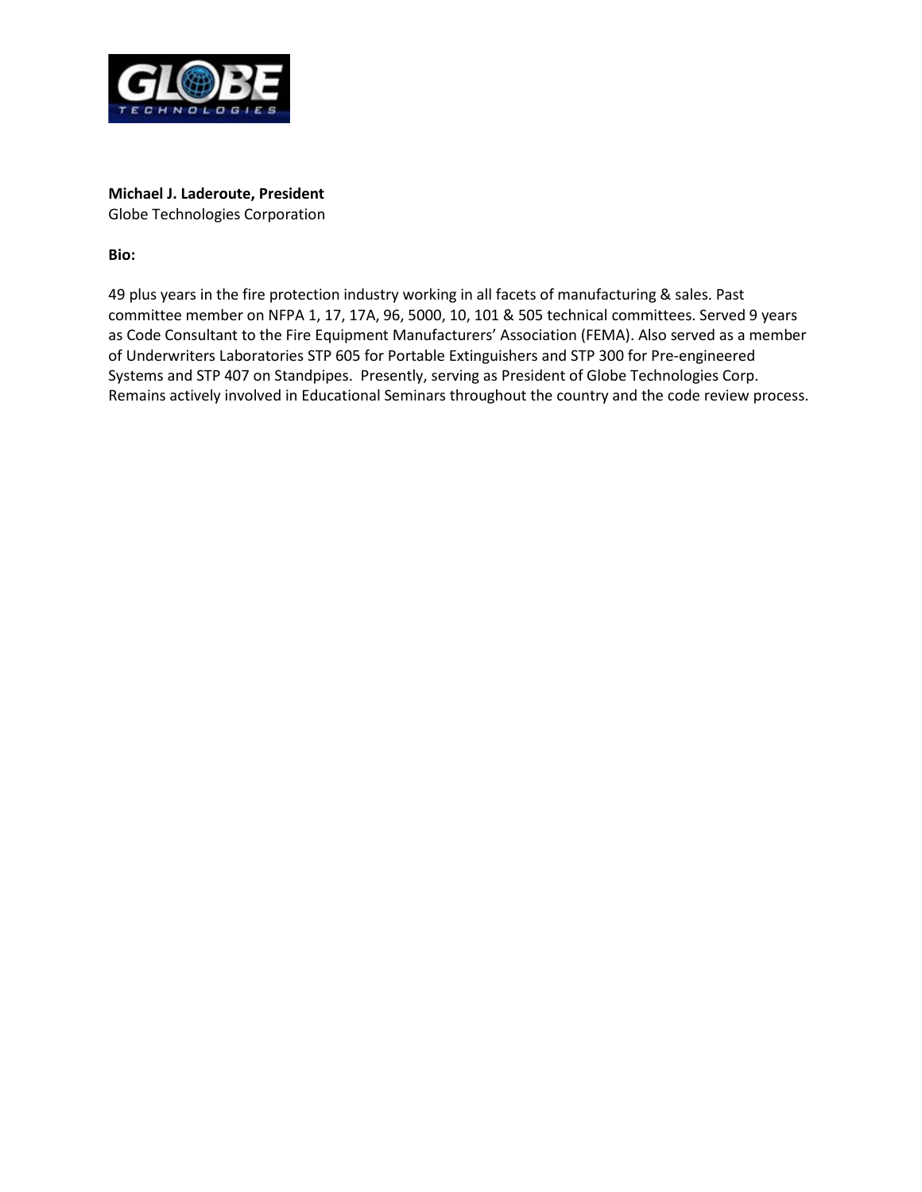**Michael J. Laderoute, President**
Globe Technologies Corporation

**Bio:**

49 plus years in the fire protection industry working in all facets of manufacturing & sales. Past committee member on NFPA 1, 17, 17A, 96, 5000, 10, 101 & 505 technical committees. Served 9 years as Code Consultant to the Fire Equipment Manufacturers' Association (FEMA). Also served as a member of Underwriters Laboratories STP 605 for Portable Extinguishers and STP 300 for Pre-engineered Systems and STP 407 on Standpipes. Presently, serving as President of Globe Technologies Corp. Remains actively involved in Educational Seminars throughout the country and the code review process.